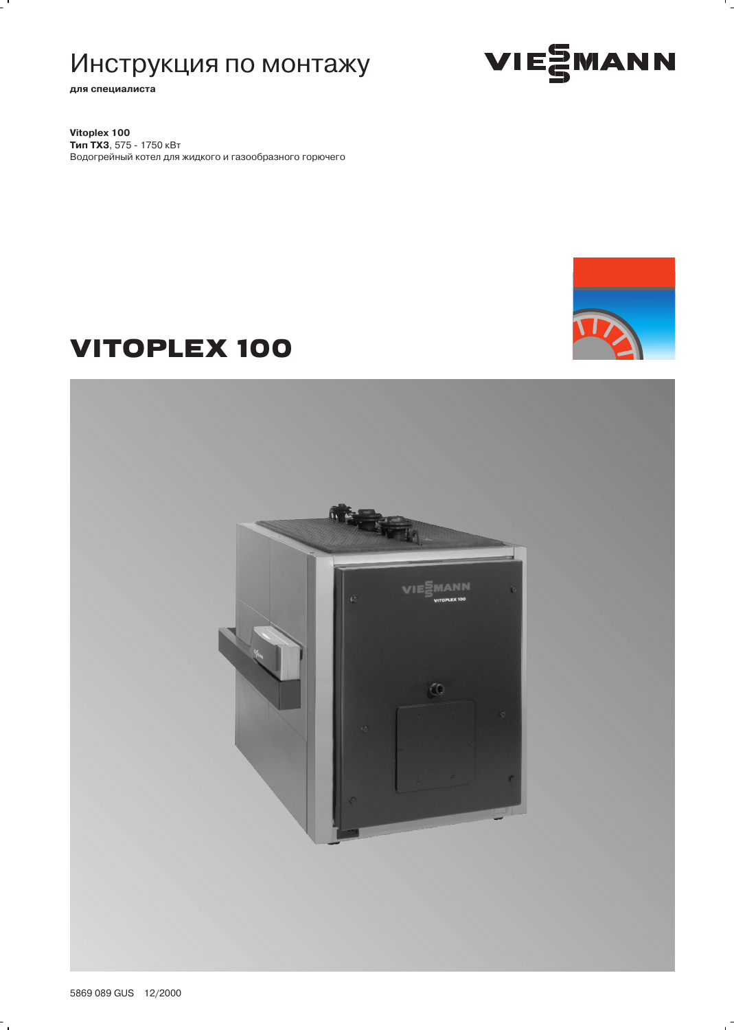# Инструкция по монтажу

**для специалиста**

VIESMANN

**Vitoplex 100**
**Тип TX3**, 575 - 1750 кВт
Водогрейный котел для жидкого и газообразного горючего

# VITOPLEX 100

5869 089 GUS 12/2000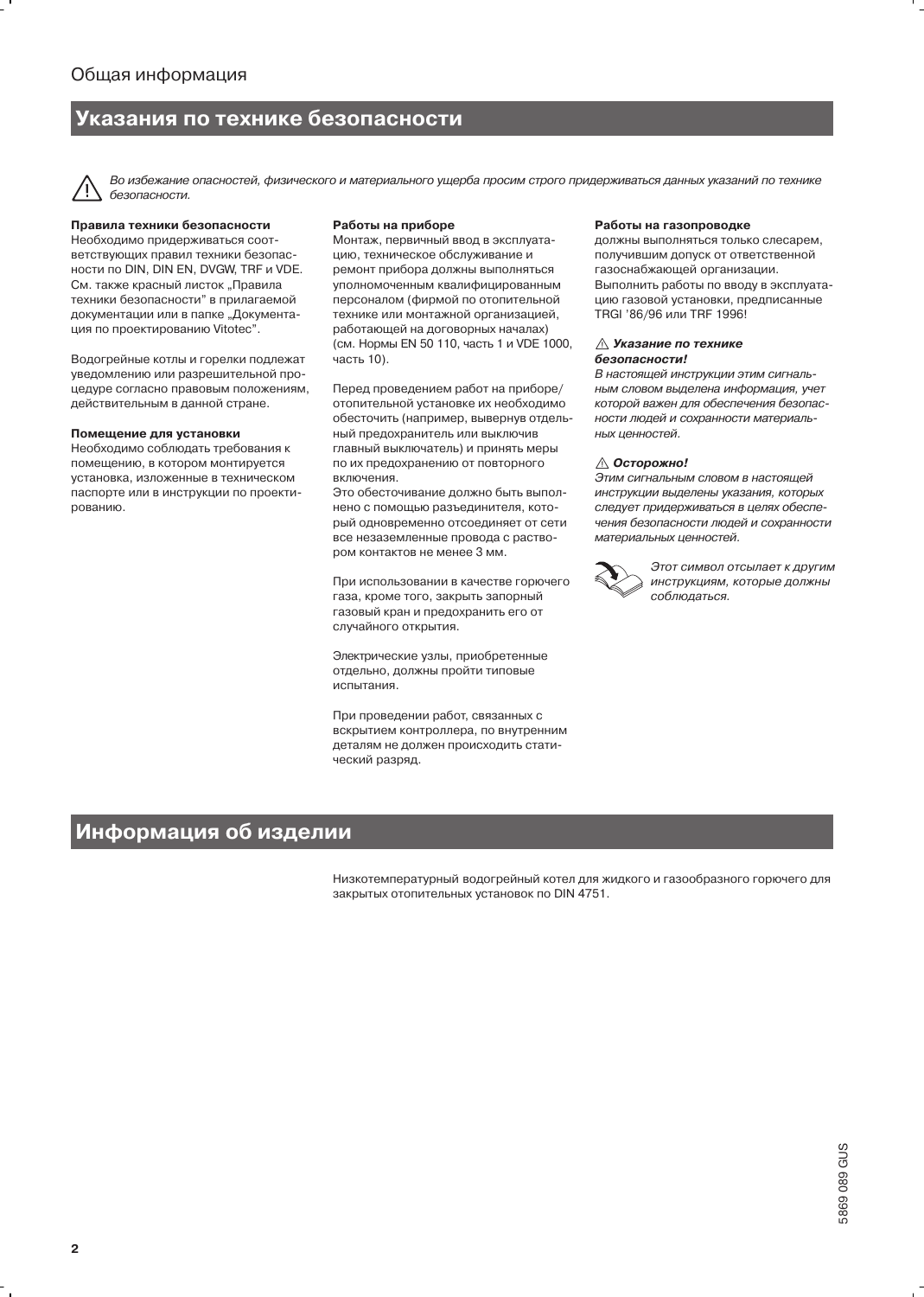Общая информация

## Указания по технике безопасности

⚠ *Во избежание опасностей, физического и материального ущерба просим строго придерживаться данных указаний по технике безопасности.*

**Правила техники безопасности**
Необходимо придерживаться соответствующих правил техники безопасности по DIN, DIN EN, DVGW, TRF и VDE. См. также красный листок „Правила техники безопасности" в прилагаемой документации или в папке „Документация по проектированию Vitotec".

Водогрейные котлы и горелки подлежат уведомлению или разрешительной процедуре согласно правовым положениям, действительным в данной стране.

**Помещение для установки**
Необходимо соблюдать требования к помещению, в котором монтируется установка, изложенные в техническом паспорте или в инструкции по проектированию.

**Работы на приборе**
Монтаж, первичный ввод в эксплуатацию, техническое обслуживание и ремонт прибора должны выполняться уполномоченным квалифицированным персоналом (фирмой по отопительной технике или монтажной организацией, работающей на договорных началах) (см. Нормы EN 50 110, часть 1 и VDE 1000, часть 10).

Перед проведением работ на приборе/отопительной установке их необходимо обесточить (например, вывернув отдельный предохранитель или выключив главный выключатель) и принять меры по их предохранению от повторного включения.
Это обесточивание должно быть выполнено с помощью разъединителя, который одновременно отсоединяет от сети все незаземленные провода с раствором контактов не менее 3 мм.

При использовании в качестве горючего газа, кроме того, закрыть запорный газовый кран и предохранить его от случайного открытия.

Электрические узлы, приобретенные отдельно, должны пройти типовые испытания.

При проведении работ, связанных с вскрытием контроллера, по внутренним деталям не должен происходить статический разряд.

**Работы на газопроводке**
должны выполняться только слесарем, получившим допуск от ответственной газоснабжающей организации.
Выполнить работы по вводу в эксплуатацию газовой установки, предписанные TRGI '86/96 или TRF 1996!

⚠ ***Указание по технике безопасности!***
*В настоящей инструкции этим сигнальным словом выделена информация, учет которой важен для обеспечения безопасности людей и сохранности материальных ценностей.*

⚠ ***Осторожно!***
*Этим сигнальным словом в настоящей инструкции выделены указания, которых следует придерживаться в целях обеспечения безопасности людей и сохранности материальных ценностей.*

*Этот символ отсылает к другим инструкциям, которые должны соблюдаться.*

## Информация об изделии

Низкотемпературный водогрейный котел для жидкого и газообразного горючего для закрытых отопительных установок по DIN 4751.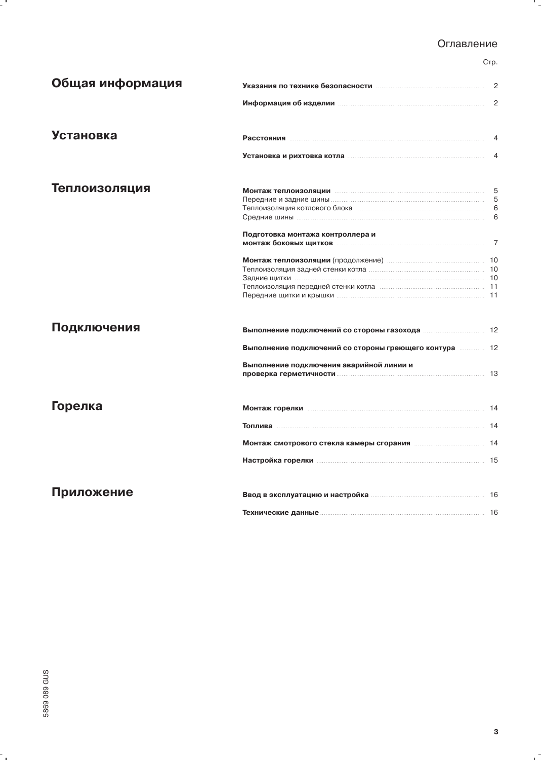# Оглавление

Стр.

## Общая информация

**Указания по технике безопасности** ..... 2

**Информация об изделии** ..... 2

## Установка

**Расстояния** ..... 4

**Установка и рихтовка котла** ..... 4

## Теплоизоляция

**Монтаж теплоизоляции** ..... 5
Передние и задние шины ..... 5
Теплоизоляция котлового блока ..... 6
Средние шины ..... 6

**Подготовка монтажа контроллера и монтаж боковых щитков** ..... 7

**Монтаж теплоизоляции** (продолжение) ..... 10
Теплоизоляция задней стенки котла ..... 10
Задние щитки ..... 10
Теплоизоляция передней стенки котла ..... 11
Передние щитки и крышки ..... 11

## Подключения

**Выполнение подключений со стороны газохода** ..... 12

**Выполнение подключений со стороны греющего контура** ..... 12

**Выполнение подключения аварийной линии и проверка герметичности** ..... 13

## Горелка

**Монтаж горелки** ..... 14

**Топлива** ..... 14

**Монтаж смотрового стекла камеры сгорания** ..... 14

**Настройка горелки** ..... 15

## Приложение

**Ввод в эксплуатацию и настройка** ..... 16

**Технические данные** ..... 16

5869 089 GUS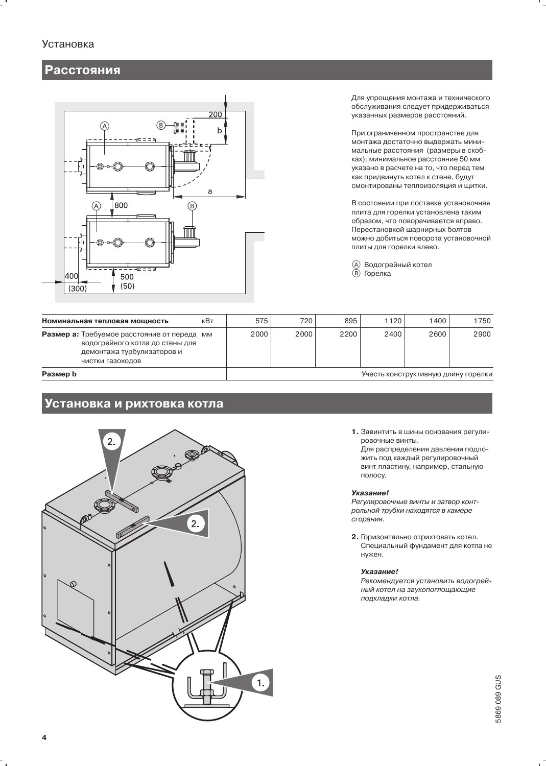## Установка

## Расстояния

Для упрощения монтажа и технического обслуживания следует придерживаться указанных размеров расстояний.

При ограниченном пространстве для монтажа достаточно выдержать минимальные расстояния (размеры в скобках); минимальное расстояние 50 мм указано в расчете на то, что перед тем как придвинуть котел к стене, будут смонтированы теплоизоляция и щитки.

В состоянии при поставке установочная плита для горелки установлена таким образом, что поворачивается вправо. Перестановкой шарнирных болтов можно добиться поворота установочной плиты для горелки влево.

Ⓐ Водогрейный котел
Ⓑ Горелка

| Номинальная тепловая мощность | кВт | 575 | 720 | 895 | 1120 | 1400 | 1750 |
|---|---|---|---|---|---|---|---|
| **Размер a:** Требуемое расстояние от переда водогрейного котла до стены для демонтажа турбулизаторов и чистки газоходов | мм | 2000 | 2000 | 2200 | 2400 | 2600 | 2900 |
| **Размер b** | | Учесть конструктивную длину горелки | | | | | |

## Установка и рихтовка котла

**1.** Завинтить в шины основания регулировочные винты.
Для распределения давления подложить под каждый регулировочный винт пластину, например, стальную полосу.

***Указание!***
*Регулировочные винты и затвор контрольной трубки находятся в камере сгорания.*

**2.** Горизонтально отрихтовать котел.
Специальный фундамент для котла не нужен.

***Указание!***
*Рекомендуется установить водогрейный котел на звукопоглощающие подкладки котла.*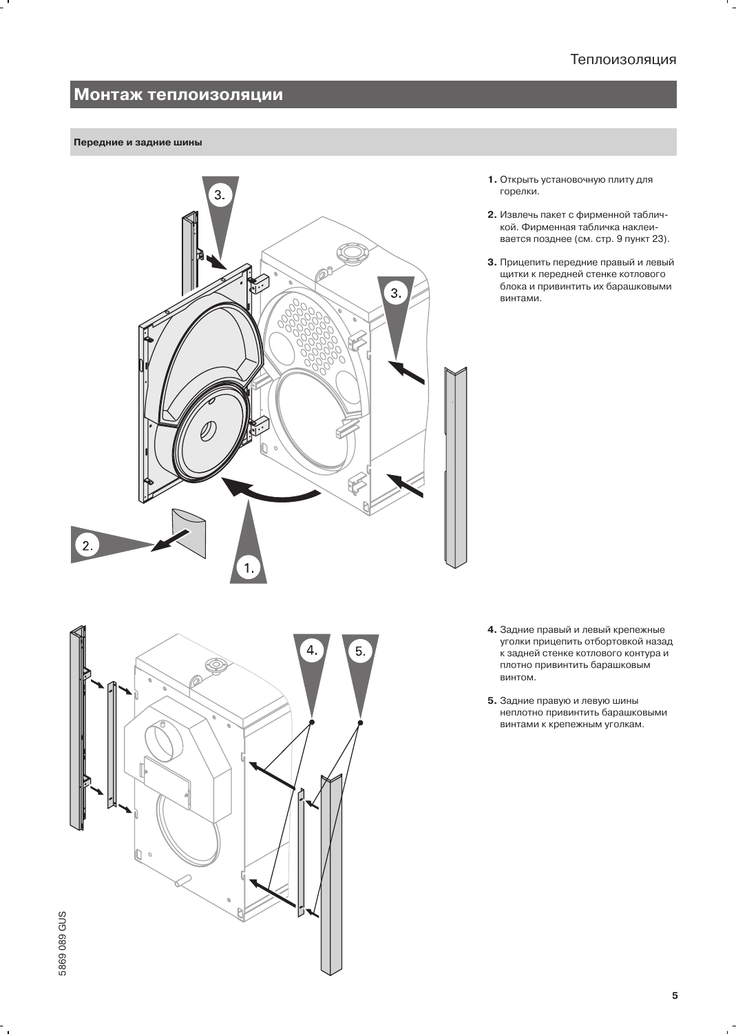## Монтаж теплоизоляции

### Передние и задние шины

1. Открыть установочную плиту для горелки.
2. Извлечь пакет с фирменной табличкой. Фирменная табличка наклеивается позднее (см. стр. 9 пункт 23).
3. Прицепить передние правый и левый щитки к передней стенке котлового блока и привинтить их барашковыми винтами.

4. Задние правый и левый крепежные уголки прицепить отбортовкой назад к задней стенке котлового контура и плотно привинтить барашковым винтом.
5. Задние правую и левую шины неплотно привинтить барашковыми винтами к крепежным уголкам.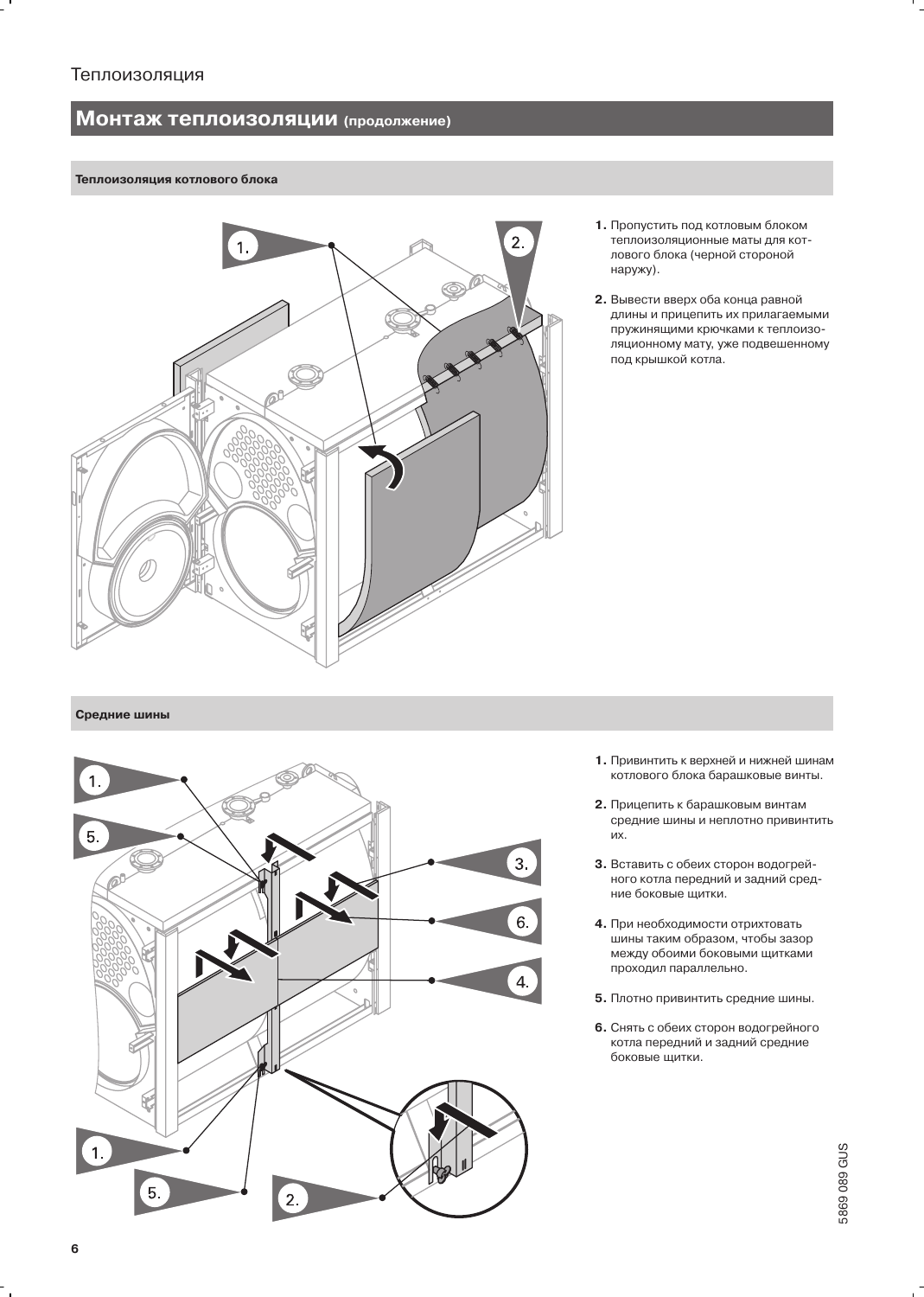## Монтаж теплоизоляции (продолжение)

### Теплоизоляция котлового блока

1. Пропустить под котловым блоком теплоизоляционные маты для котлового блока (черной стороной наружу).
2. Вывести вверх оба конца равной длины и прицепить их прилагаемыми пружинящими крючками к теплоизоляционному мату, уже подвешенному под крышкой котла.

### Средние шины

1. Привинтить к верхней и нижней шинам котлового блока барашковые винты.
2. Прицепить к барашковым винтам средние шины и неплотно привинтить их.
3. Вставить с обеих сторон водогрейного котла передний и задний средние боковые щитки.
4. При необходимости отрихтовать шины таким образом, чтобы зазор между обоими боковыми щитками проходил параллельно.
5. Плотно привинтить средние шины.
6. Снять с обеих сторон водогрейного котла передний и задний средние боковые щитки.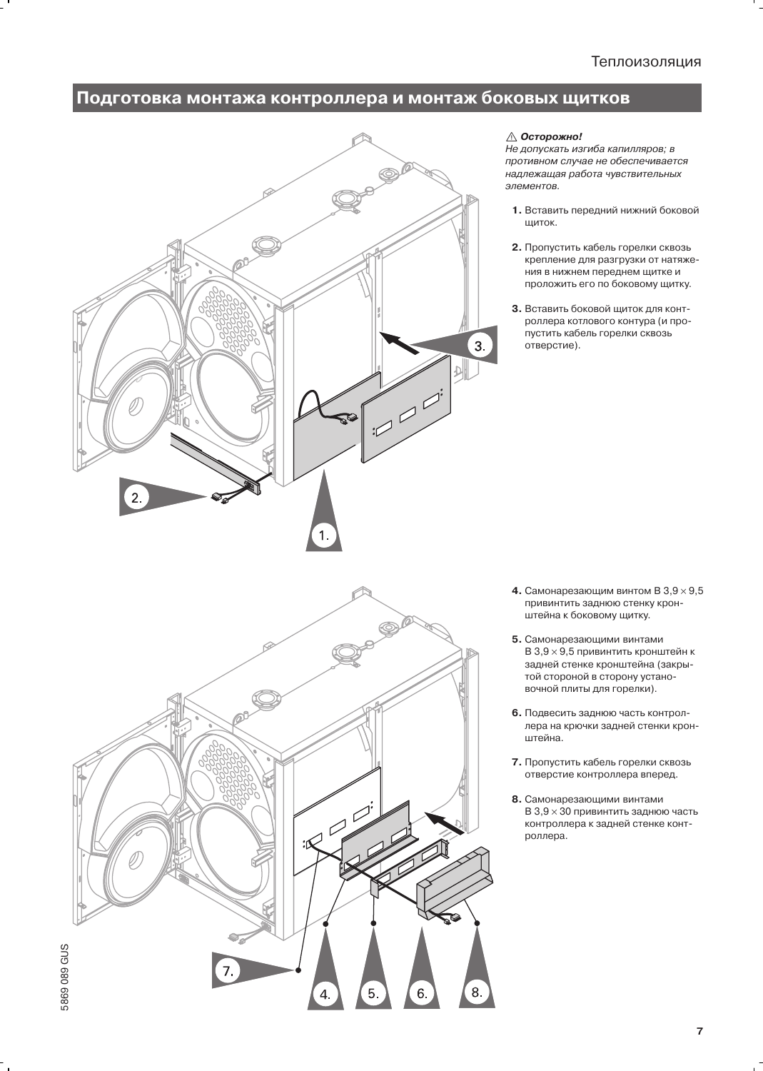## Подготовка монтажа контроллера и монтаж боковых щитков

⚠ ***Осторожно!***
*Не допускать изгиба капилляров; в противном случае не обеспечивается надлежащая работа чувствительных элементов.*

1. Вставить передний нижний боковой щиток.
2. Пропустить кабель горелки сквозь крепление для разгрузки от натяжения в нижнем переднем щитке и проложить его по боковому щитку.
3. Вставить боковой щиток для контроллера котлового контура (и пропустить кабель горелки сквозь отверстие).

4. Самонарезающим винтом B 3,9 × 9,5 привинтить заднюю стенку кронштейна к боковому щитку.
5. Самонарезающими винтами B 3,9 × 9,5 привинтить кронштейн к задней стенке кронштейна (закрытой стороной в сторону установочной плиты для горелки).
6. Подвесить заднюю часть контроллера на крючки задней стенки кронштейна.
7. Пропустить кабель горелки сквозь отверстие контроллера вперед.
8. Самонарезающими винтами B 3,9 × 30 привинтить заднюю часть контроллера к задней стенке контроллера.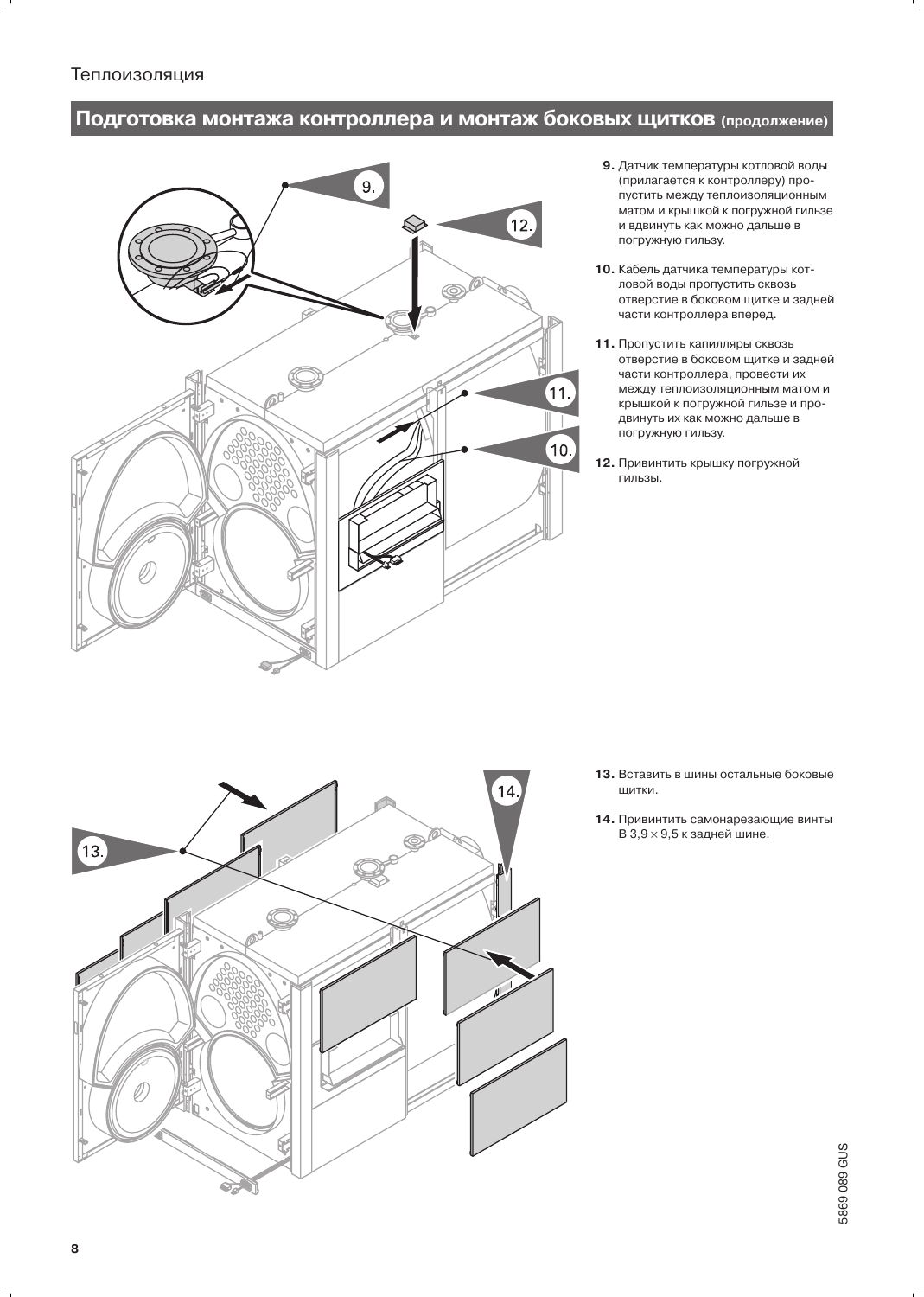## Подготовка монтажа контроллера и монтаж боковых щитков (продолжение)

9. Датчик температуры котловой воды (прилагается к контроллеру) пропустить между теплоизоляционным матом и крышкой к погружной гильзе и вдвинуть как можно дальше в погружную гильзу.

10. Кабель датчика температуры котловой воды пропустить сквозь отверстие в боковом щитке и задней части контроллера вперед.

11. Пропустить капилляры сквозь отверстие в боковом щитке и задней части контроллера, провести их между теплоизоляционным матом и крышкой к погружной гильзе и продвинуть их как можно дальше в погружную гильзу.

12. Привинтить крышку погружной гильзы.

13. Вставить в шины остальные боковые щитки.

14. Привинтить самонарезающие винты В 3,9 × 9,5 к задней шине.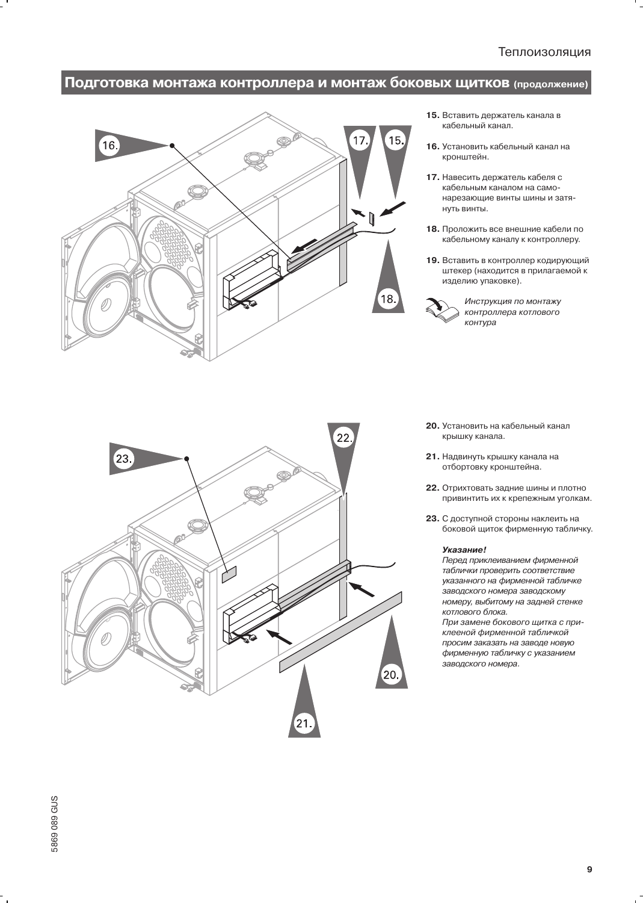## Подготовка монтажа контроллера и монтаж боковых щитков (продолжение)

**15.** Вставить держатель канала в кабельный канал.

**16.** Установить кабельный канал на кронштейн.

**17.** Навесить держатель кабеля с кабельным каналом на самонарезающие винты шины и затянуть винты.

**18.** Проложить все внешние кабели по кабельному каналу к контроллеру.

**19.** Вставить в контроллер кодирующий штекер (находится в прилагаемой к изделию упаковке).

*Инструкция по монтажу контроллера котлового контура*

**20.** Установить на кабельный канал крышку канала.

**21.** Надвинуть крышку канала на отбортовку кронштейна.

**22.** Отрихтовать задние шины и плотно привинтить их к крепежным уголкам.

**23.** С доступной стороны наклеить на боковой щиток фирменную табличку.

***Указание!***
*Перед приклеиванием фирменной табличке проверить соответствие указанного на фирменной табличке заводского номера заводскому номеру, выбитому на задней стенке котлового блока.*
*При замене бокового щитка с приклеенной фирменной табличкой просим заказать на заводе новую фирменную табличку с указанием заводского номера.*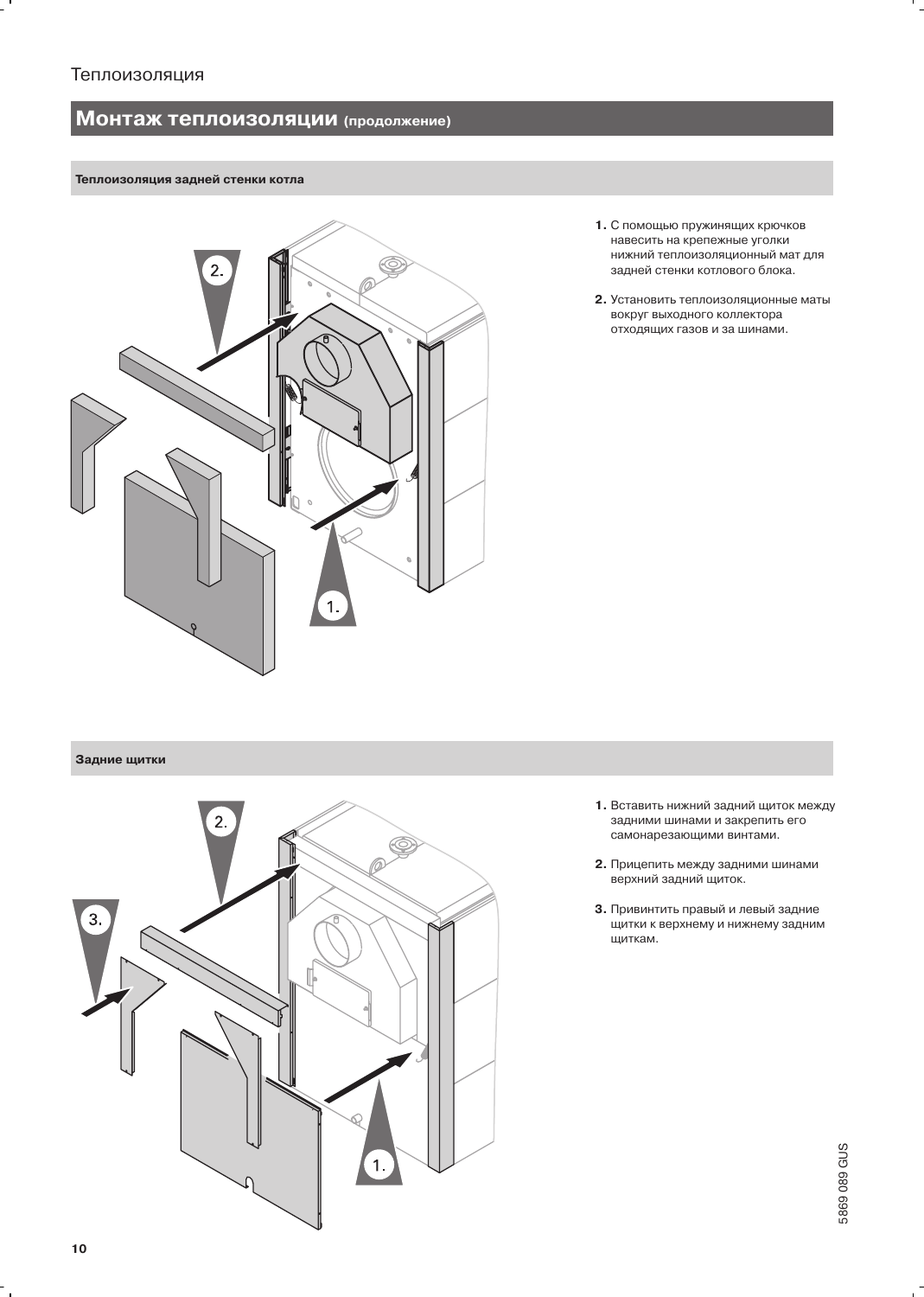## Монтаж теплоизоляции (продолжение)

### Теплоизоляция задней стенки котла

1. С помощью пружинящих крючков навесить на крепежные уголки нижний теплоизоляционный мат для задней стенки котлового блока.
2. Установить теплоизоляционные маты вокруг выходного коллектора отходящих газов и за шинами.

### Задние щитки

1. Вставить нижний задний щиток между задними шинами и закрепить его самонарезающими винтами.
2. Прицепить между задними шинами верхний задний щиток.
3. Привинтить правый и левый задние щитки к верхнему и нижнему задним щиткам.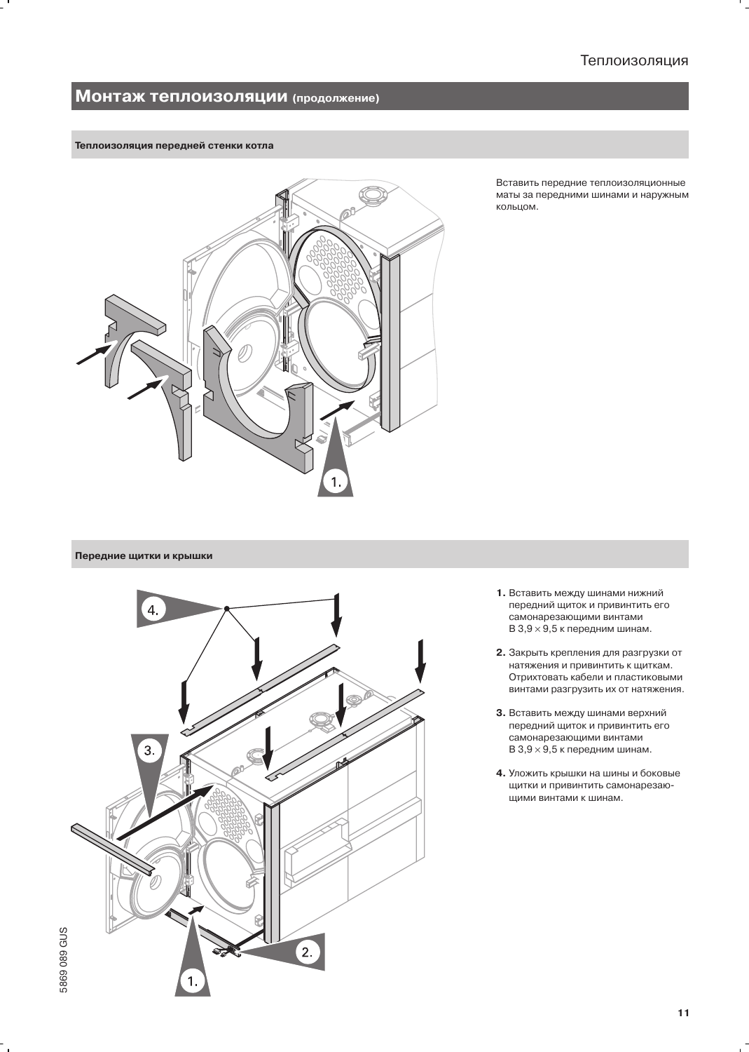## Монтаж теплоизоляции (продолжение)

### Теплоизоляция передней стенки котла

Вставить передние теплоизоляционные маты за передними шинами и наружным кольцом.

### Передние щитки и крышки

1. Вставить между шинами нижний передний щиток и привинтить его самонарезающими винтами В 3,9 × 9,5 к передним шинам.
2. Закрыть крепления для разгрузки от натяжения и привинтить к щиткам. Отрихтовать кабели и пластиковыми винтами разгрузить их от натяжения.
3. Вставить между шинами верхний передний щиток и привинтить его самонарезающими винтами В 3,9 × 9,5 к передним шинам.
4. Уложить крышки на шины и боковые щитки и привинтить самонарезающими винтами к шинам.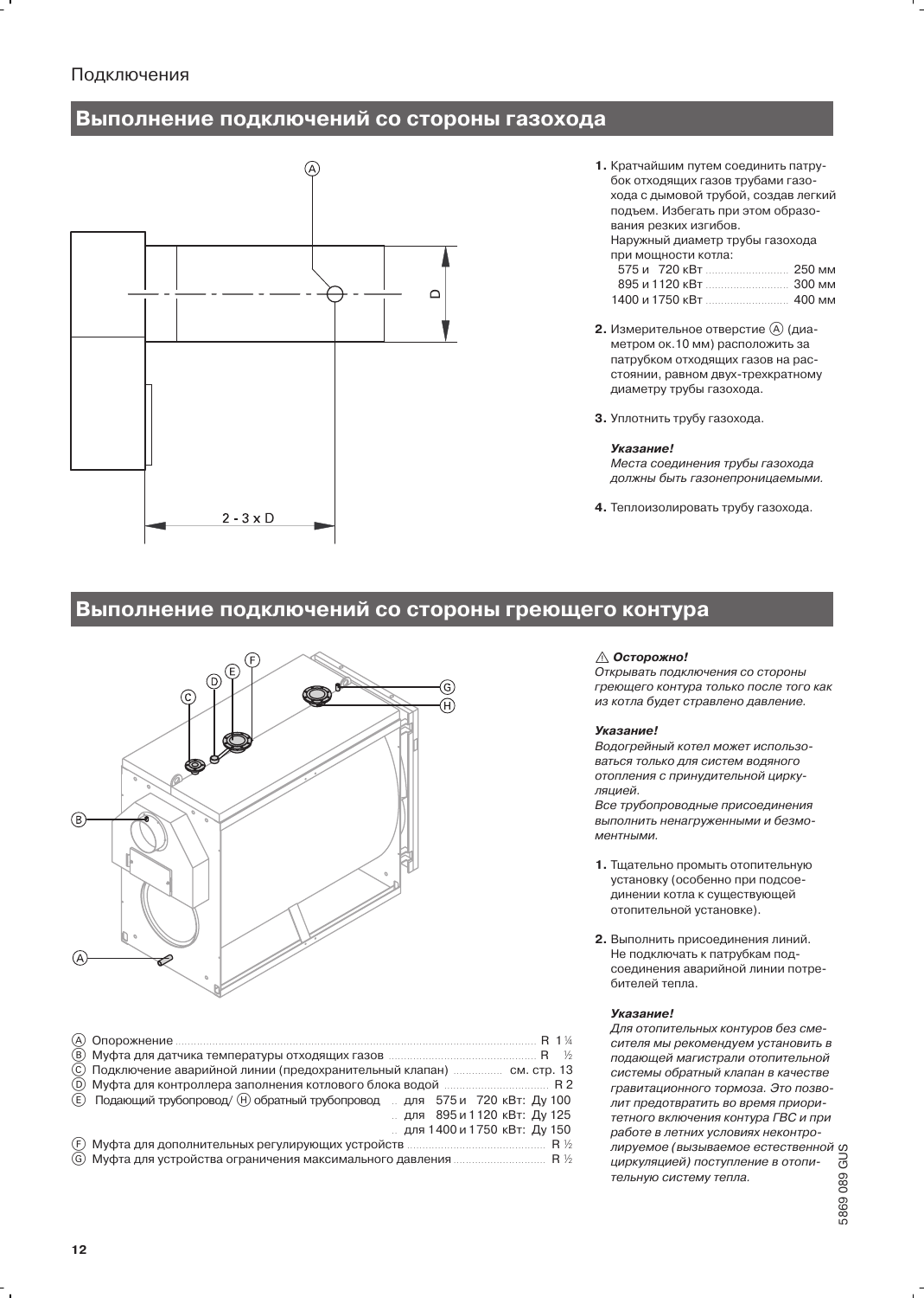Подключения

## Выполнение подключений со стороны газохода

1. Кратчайшим путем соединить патрубок отходящих газов трубами газохода с дымовой трубой, создав легкий подъем. Избегать при этом образования резких изгибов.
   Наружный диаметр трубы газохода при мощности котла:
   575 и 720 кВт ........ 250 мм
   895 и 1120 кВт ........ 300 мм
   1400 и 1750 кВт ........ 400 мм

2. Измерительное отверстие Ⓐ (диаметром ок.10 мм) расположить за патрубком отходящих газов на расстоянии, равном двух-трехкратному диаметру трубы газохода.

3. Уплотнить трубу газохода.

***Указание!***
*Места соединения трубы газохода должны быть газонепроницаемыми.*

4. Теплоизолировать трубу газохода.

## Выполнение подключений со стороны греющего контура

Ⓐ Опорожнение ........ R 1¼
Ⓑ Муфта для датчика температуры отходящих газов ........ R ½
Ⓒ Подключение аварийной линии (предохранительный клапан) ........ см. стр. 13
Ⓓ Муфта для контроллера заполнения котлового блока водой ........ R 2
Ⓔ Подающий трубопровод/ Ⓗ обратный трубопровод
.. для 575 и 720 кВт: Ду 100
.. для 895 и 1120 кВт: Ду 125
.. для 1400 и 1750 кВт: Ду 150
Ⓕ Муфта для дополнительных регулирующих устройств ........ R ½
Ⓖ Муфта для устройства ограничения максимального давления ........ R ½

⚠ ***Осторожно!***
*Открывать подключения со стороны греющего контура только после того как из котла будет стравлено давление.*

***Указание!***
*Водогрейный котел может использоваться только для систем водяного отопления с принудительной циркуляцией.*
*Все трубопроводные присоединения выполнить ненагруженными и безмоментными.*

1. Тщательно промыть отопительную установку (особенно при подсоединении котла к существующей отопительной установке).

2. Выполнить присоединения линий. Не подключать к патрубкам подсоединения аварийной линии потребителей тепла.

***Указание!***
*Для отопительных контуров без смесителя мы рекомендуем установить в подающей магистрали отопительной системы обратный клапан в качестве гравитационного тормоза. Это позволит предотвратить во время приоритетного включения контура ГВС и при работе в летних условиях неконтролируемое (вызываемое естественной циркуляцией) поступление в отопительную систему тепла.*

5869 089 GUS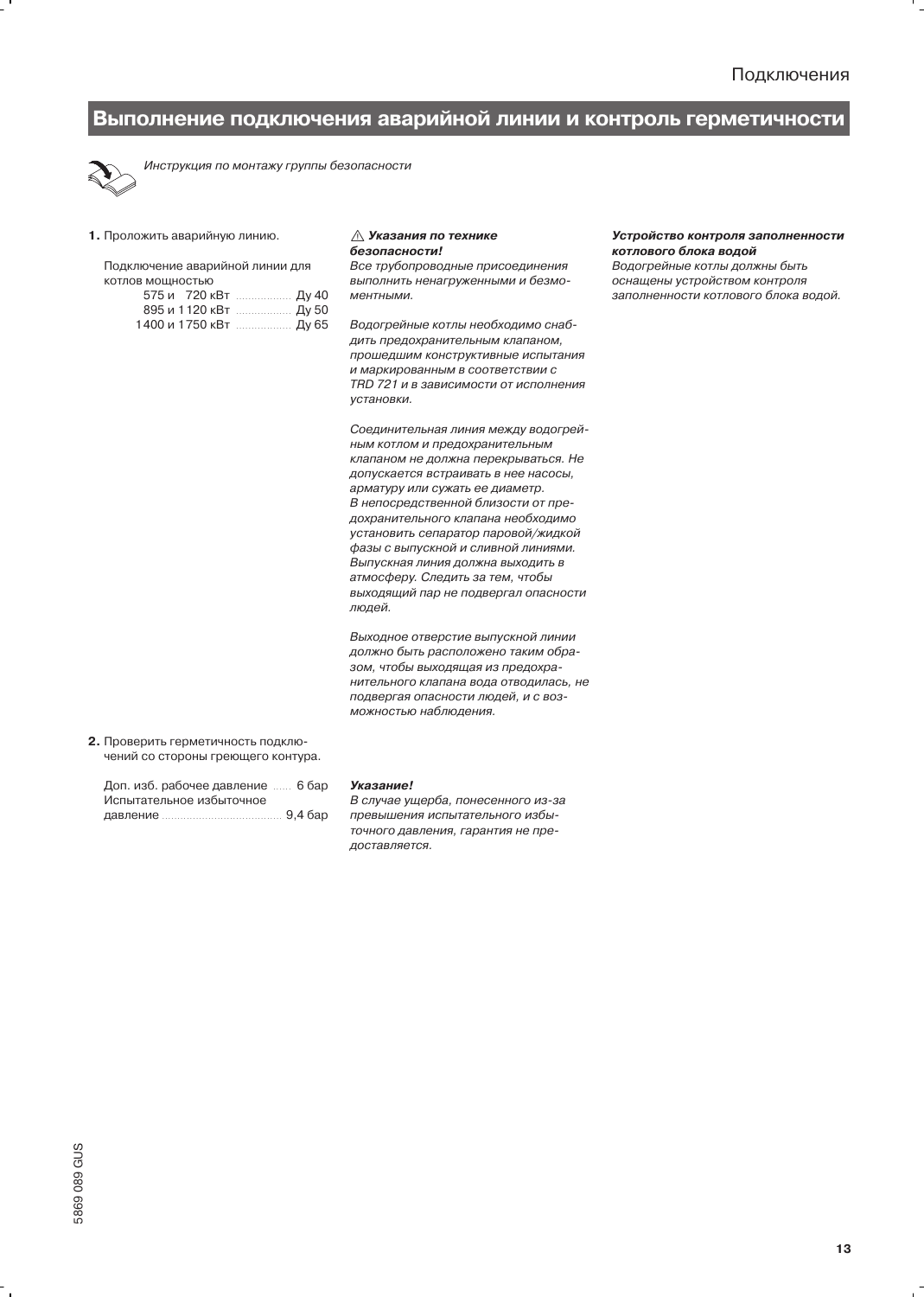## Выполнение подключения аварийной линии и контроль герметичности

*Инструкция по монтажу группы безопасности*

**1.** Проложить аварийную линию.

Подключение аварийной линии для котлов мощностью

| | |
|---|---|
| 575 и 720 кВт | Ду 40 |
| 895 и 1120 кВт | Ду 50 |
| 1400 и 1750 кВт | Ду 65 |

⚠ ***Указания по технике безопасности!***

*Все трубопроводные присоединения выполнить ненагруженными и безмоментными.*

*Водогрейные котлы необходимо снабдить предохранительным клапаном, прошедшим конструктивные испытания и маркированным в соответствии с TRD 721 и в зависимости от исполнения установки.*

*Соединительная линия между водогрейным котлом и предохранительным клапаном не должна перекрываться. Не допускается встраивать в нее насосы, арматуру или сужать ее диаметр.*
*В непосредственной близости от предохранительного клапана необходимо установить сепаратор паровой/жидкой фазы с выпускной и сливной линиями. Выпускная линия должна выходить в атмосферу. Следить за тем, чтобы выходящий пар не подвергал опасности людей.*

*Выходное отверстие выпускной линии должно быть расположено таким образом, чтобы выходящая из предохранительного клапана вода отводилась, не подвергая опасности людей, и с возможностью наблюдения.*

***Устройство контроля заполненности котлового блока водой***
*Водогрейные котлы должны быть оснащены устройством контроля заполненности котлового блока водой.*

**2.** Проверить герметичность подключений со стороны греющего контура.

| | |
|---|---|
| Доп. изб. рабочее давление | 6 бар |
| Испытательное избыточное давление | 9,4 бар |

***Указание!***
*В случае ущерба, понесенного из-за превышения испытательного избыточного давления, гарантия не предоставляется.*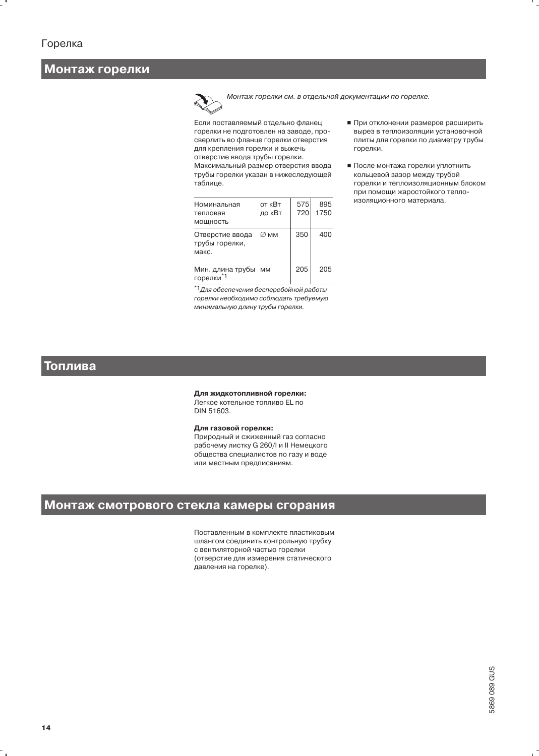Горелка

## Монтаж горелки

*Монтаж горелки см. в отдельной документации по горелке.*

Если поставляемый отдельно фланец горелки не подготовлен на заводе, просверлить во фланце горелки отверстия для крепления горелки и выжечь отверстие ввода трубы горелки. Максимальный размер отверстия ввода трубы горелки указан в нижеследующей таблице.

| Номинальная тепловая мощность | от кВт / до кВт | 575 / 720 | 895 / 1750 |
|---|---|---|---|
| Отверстие ввода трубы горелки, макс. | ∅ мм | 350 | 400 |
| Мин. длина трубы горелки*1 | мм | 205 | 205 |

*1 *Для обеспечения бесперебойной работы горелки необходимо соблюдать требуемую минимальную длину трубы горелки.*

- При отклонении размеров расширить вырез в теплоизоляции установочной плиты для горелки по диаметру трубы горелки.
- После монтажа горелки уплотнить кольцевой зазор между трубой горелки и теплоизоляционным блоком при помощи жаростойкого теплоизоляционного материала.

## Топлива

**Для жидкотопливной горелки:**
Легкое котельное топливо EL по DIN 51603.

**Для газовой горелки:**
Природный и сжиженный газ согласно рабочему листку G 260/I и II Немецкого общества специалистов по газу и воде или местным предписаниям.

## Монтаж смотрового стекла камеры сгорания

Поставленным в комплекте пластиковым шлангом соединить контрольную трубку с вентиляторной частью горелки (отверстие для измерения статического давления на горелке).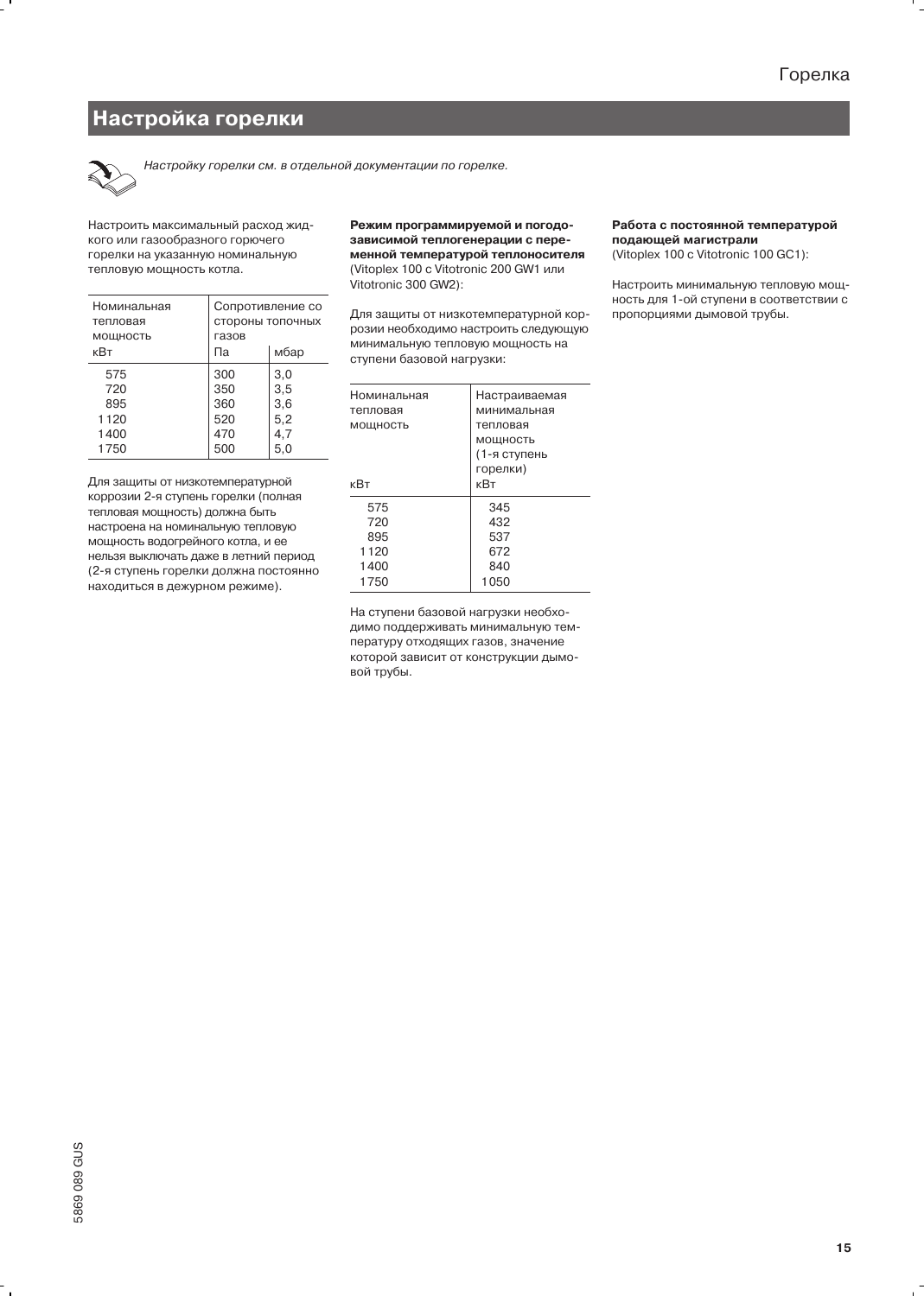## Настройка горелки

*Настройку горелки см. в отдельной документации по горелке.*

Настроить максимальный расход жидкого или газообразного горючего горелки на указанную номинальную тепловую мощность котла.

| Номинальная тепловая мощность | Сопротивление со стороны топочных газов | |
|---|---|---|
| кВт | Па | мбар |
| 575 | 300 | 3,0 |
| 720 | 350 | 3,5 |
| 895 | 360 | 3,6 |
| 1120 | 520 | 5,2 |
| 1400 | 470 | 4,7 |
| 1750 | 500 | 5,0 |

Для защиты от низкотемпературной коррозии 2-я ступень горелки (полная тепловая мощность) должна быть настроена на номинальную тепловую мощность водогрейного котла, и ее нельзя выключать даже в летний период (2-я ступень горелки должна постоянно находиться в дежурном режиме).

**Режим программируемой и погодозависимой теплогенерации с переменной температурой теплоносителя**
(Vitoplex 100 с Vitotronic 200 GW1 или Vitotronic 300 GW2):

Для защиты от низкотемпературной коррозии необходимо настроить следующую минимальную тепловую мощность на ступени базовой нагрузки:

| Номинальная тепловая мощность кВт | Настраиваемая минимальная тепловая мощность (1-я ступень горелки) кВт |
|---|---|
| 575 | 345 |
| 720 | 432 |
| 895 | 537 |
| 1120 | 672 |
| 1400 | 840 |
| 1750 | 1050 |

На ступени базовой нагрузки необходимо поддерживать минимальную температуру отходящих газов, значение которой зависит от конструкции дымовой трубы.

**Работа с постоянной температурой подающей магистрали**
(Vitoplex 100 с Vitotronic 100 GC1):

Настроить минимальную тепловую мощность для 1-ой ступени в соответствии с пропорциями дымовой трубы.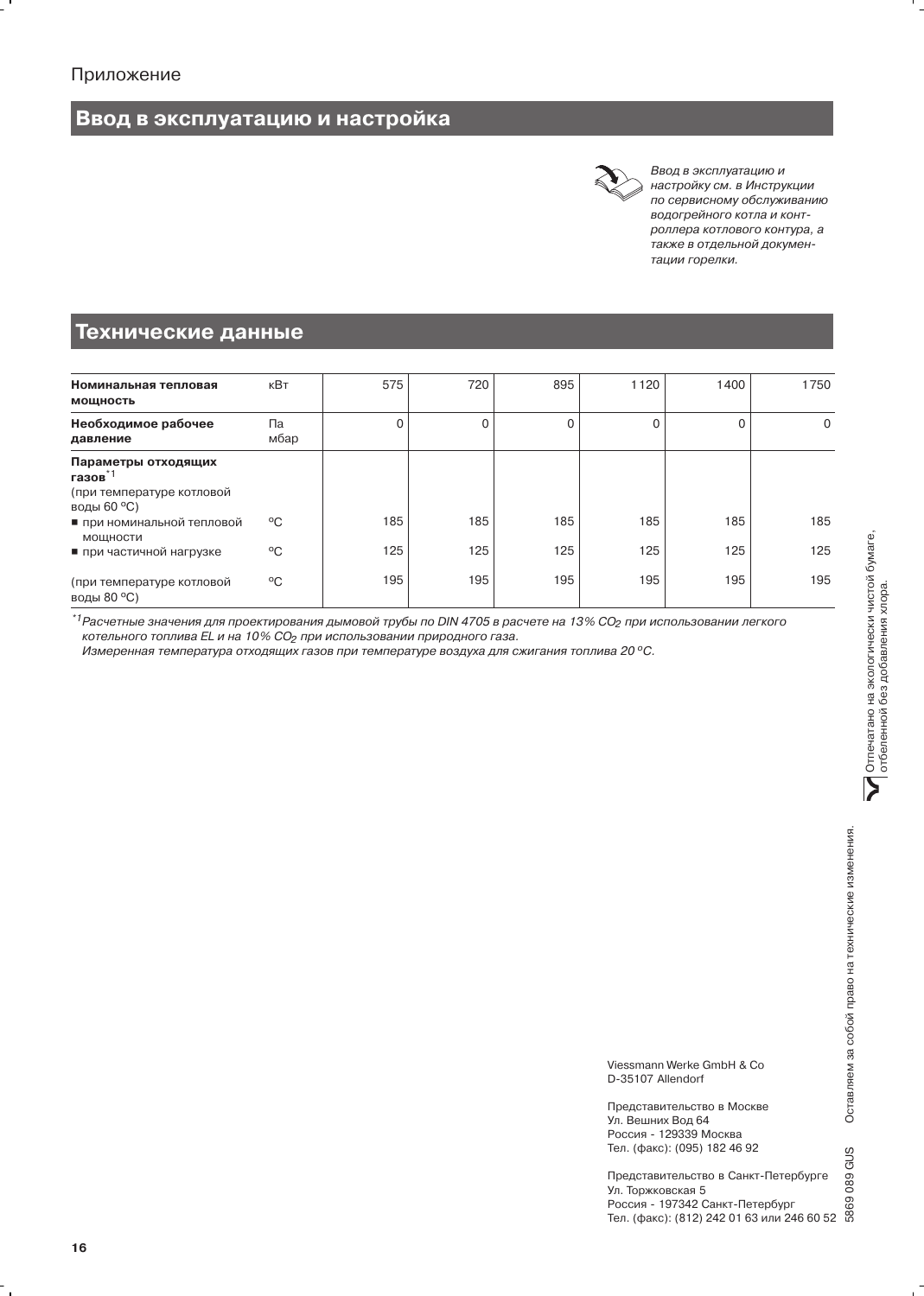Приложение

## Ввод в эксплуатацию и настройка

*Ввод в эксплуатацию и настройку см. в Инструкции по сервисному обслуживанию водогрейного котла и контроллера котлового контура, а также в отдельной документации горелки.*

## Технические данные

| | | | | | | | |
|---|---|---|---|---|---|---|---|
| **Номинальная тепловая мощность** | кВт | 575 | 720 | 895 | 1120 | 1400 | 1750 |
| **Необходимое рабочее давление** | Па<br>мбар | 0 | 0 | 0 | 0 | 0 | 0 |
| **Параметры отходящих газов**[*1]<br>(при температуре котловой воды 60 ºC) | | | | | | | |
| ■ при номинальной тепловой мощности | ºC | 185 | 185 | 185 | 185 | 185 | 185 |
| ■ при частичной нагрузке | ºC | 125 | 125 | 125 | 125 | 125 | 125 |
| (при температуре котловой воды 80 ºC) | ºC | 195 | 195 | 195 | 195 | 195 | 195 |

*[*1]Расчетные значения для проектирования дымовой трубы по DIN 4705 в расчете на 13% $CO_2$ при использовании легкого котельного топлива EL и на 10% $CO_2$ при использовании природного газа.*
*Измеренная температура отходящих газов при температуре воздуха для сжигания топлива 20 ºC.*

Viessmann Werke GmbH & Co
D-35107 Allendorf

Представительство в Москве
Ул. Вешних Вод 64
Россия - 129339 Москва
Тел. (факс): (095) 182 46 92

Представительство в Санкт-Петербурге
Ул. Торжковская 5
Россия - 197342 Санкт-Петербург
Тел. (факс): (812) 242 01 63 или 246 60 52

5869 089 GUS Оставляем за собой право на технические изменения.

Отпечатано на экологически чистой бумаге, отбеленной без добавления хлора.